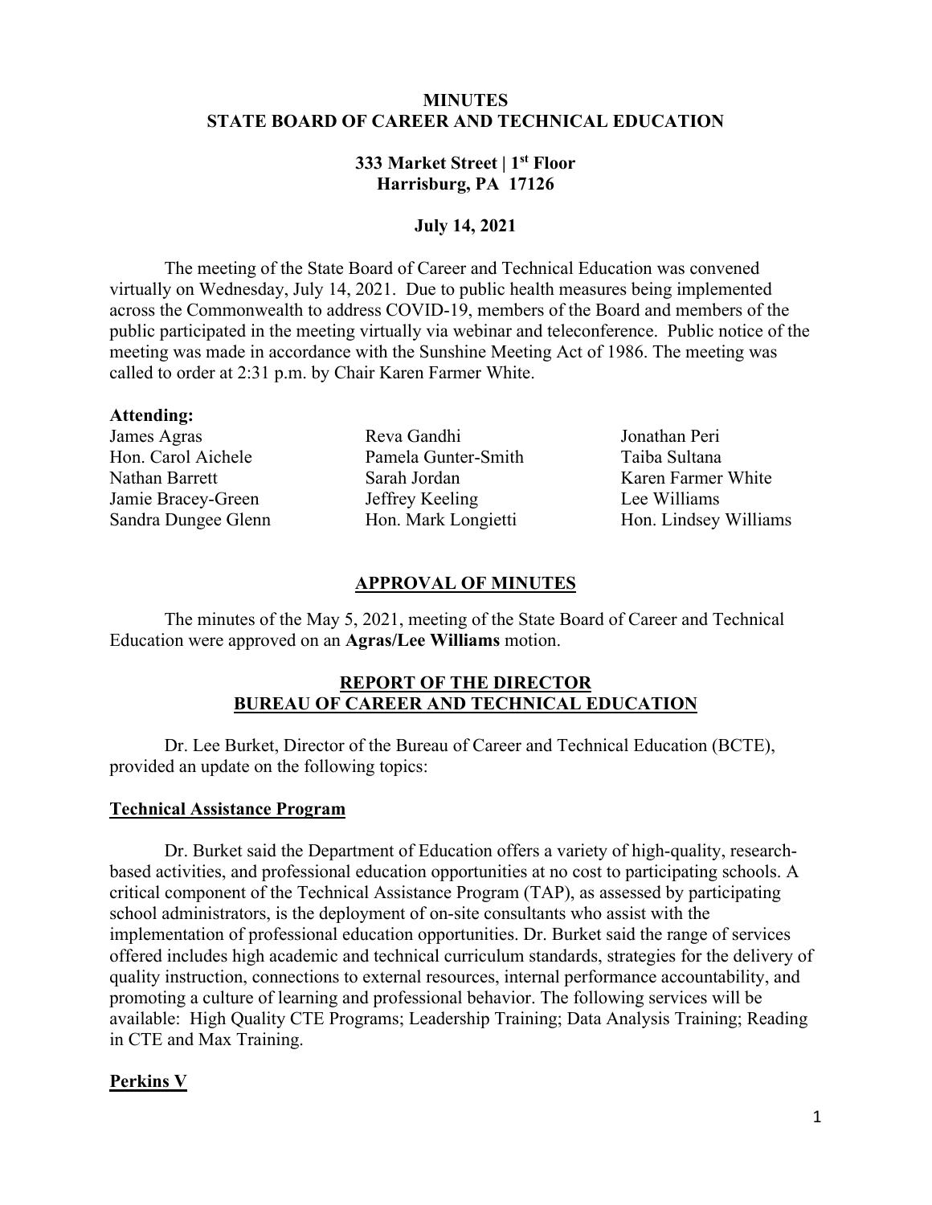# MINUTES
# STATE BOARD OF CAREER AND TECHNICAL EDUCATION

**333 Market Street | 1st Floor**
**Harrisburg, PA 17126**

**July 14, 2021**

The meeting of the State Board of Career and Technical Education was convened virtually on Wednesday, July 14, 2021. Due to public health measures being implemented across the Commonwealth to address COVID-19, members of the Board and members of the public participated in the meeting virtually via webinar and teleconference. Public notice of the meeting was made in accordance with the Sunshine Meeting Act of 1986. The meeting was called to order at 2:31 p.m. by Chair Karen Farmer White.

**Attending:**

James Agras
Hon. Carol Aichele
Nathan Barrett
Jamie Bracey-Green
Sandra Dungee Glenn
Reva Gandhi
Pamela Gunter-Smith
Sarah Jordan
Jeffrey Keeling
Hon. Mark Longietti
Jonathan Peri
Taiba Sultana
Karen Farmer White
Lee Williams
Hon. Lindsey Williams

## APPROVAL OF MINUTES

The minutes of the May 5, 2021, meeting of the State Board of Career and Technical Education were approved on an **Agras/Lee Williams** motion.

## REPORT OF THE DIRECTOR BUREAU OF CAREER AND TECHNICAL EDUCATION

Dr. Lee Burket, Director of the Bureau of Career and Technical Education (BCTE), provided an update on the following topics:

### Technical Assistance Program

Dr. Burket said the Department of Education offers a variety of high-quality, research-based activities, and professional education opportunities at no cost to participating schools. A critical component of the Technical Assistance Program (TAP), as assessed by participating school administrators, is the deployment of on-site consultants who assist with the implementation of professional education opportunities. Dr. Burket said the range of services offered includes high academic and technical curriculum standards, strategies for the delivery of quality instruction, connections to external resources, internal performance accountability, and promoting a culture of learning and professional behavior. The following services will be available: High Quality CTE Programs; Leadership Training; Data Analysis Training; Reading in CTE and Max Training.

### Perkins V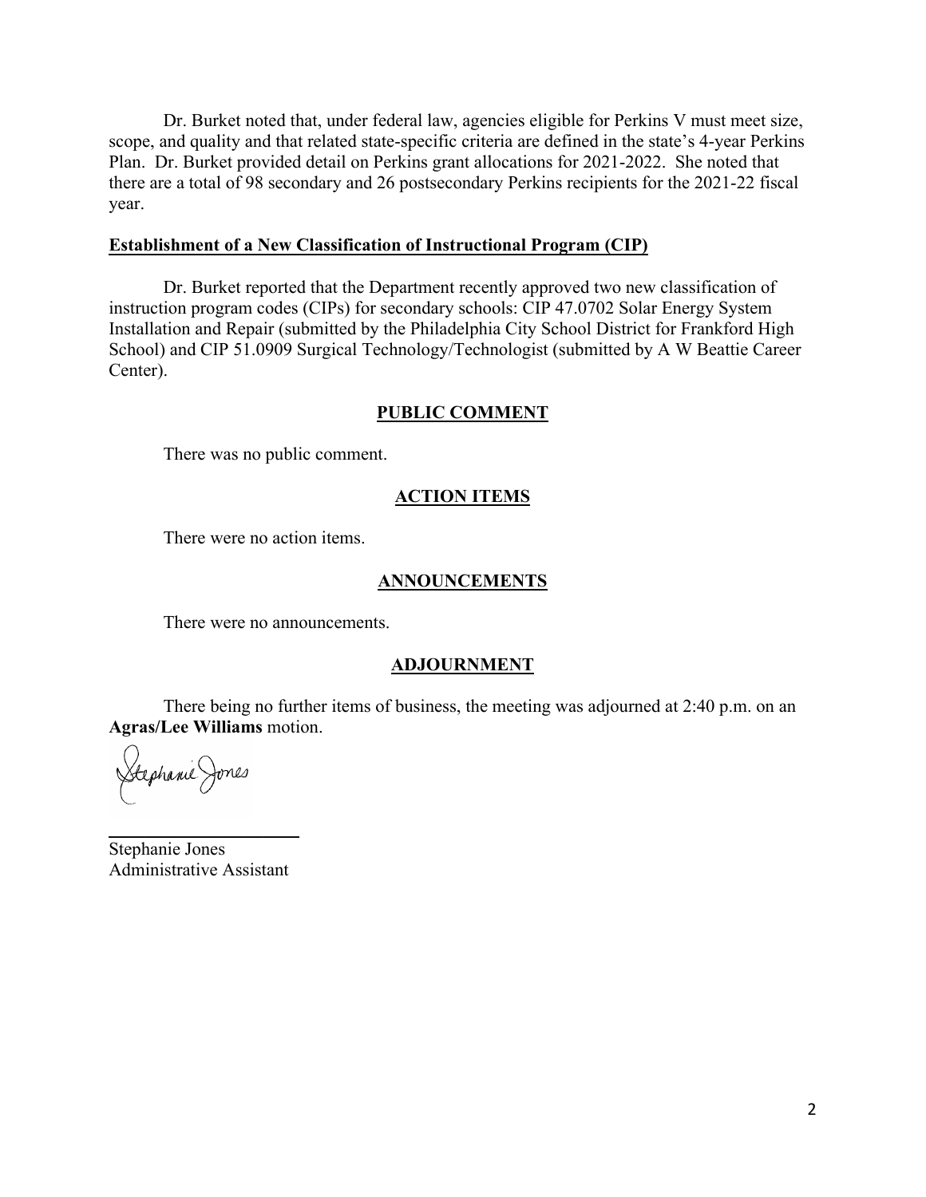Dr. Burket noted that, under federal law, agencies eligible for Perkins V must meet size, scope, and quality and that related state-specific criteria are defined in the state's 4-year Perkins Plan. Dr. Burket provided detail on Perkins grant allocations for 2021-2022. She noted that there are a total of 98 secondary and 26 postsecondary Perkins recipients for the 2021-22 fiscal year.

**Establishment of a New Classification of Instructional Program (CIP)**

Dr. Burket reported that the Department recently approved two new classification of instruction program codes (CIPs) for secondary schools: CIP 47.0702 Solar Energy System Installation and Repair (submitted by the Philadelphia City School District for Frankford High School) and CIP 51.0909 Surgical Technology/Technologist (submitted by A W Beattie Career Center).

## PUBLIC COMMENT

There was no public comment.

## ACTION ITEMS

There were no action items.

## ANNOUNCEMENTS

There were no announcements.

## ADJOURNMENT

There being no further items of business, the meeting was adjourned at 2:40 p.m. on an **Agras/Lee Williams** motion.

Stephanie Jones

Stephanie Jones
Administrative Assistant